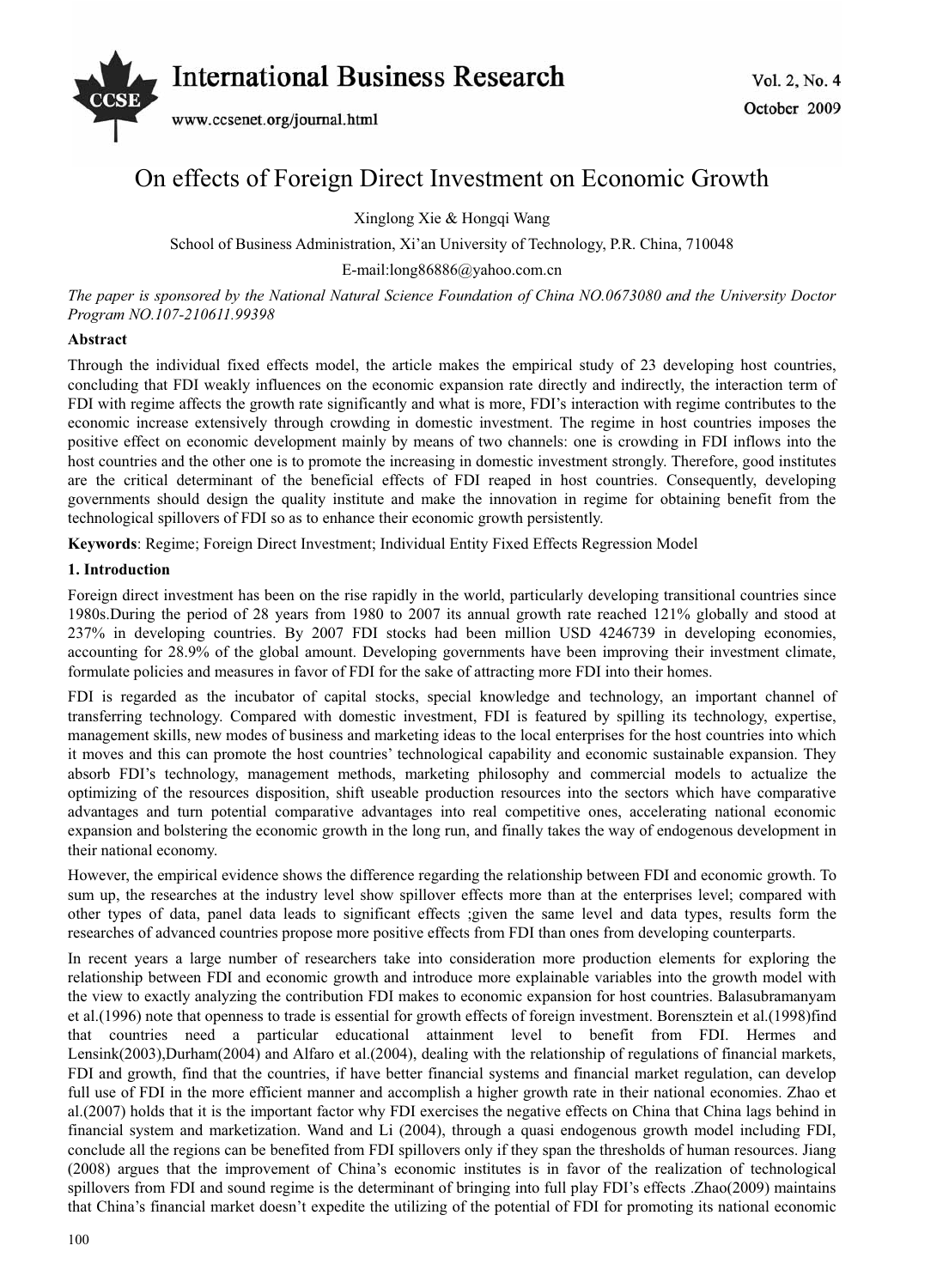# On effects of Foreign Direct Investment on Economic Growth

Xinglong Xie & Hongqi Wang

School of Business Administration, Xi'an University of Technology, P.R. China, 710048

E-mail:long86886@yahoo.com.cn

*The paper is sponsored by the National Natural Science Foundation of China NO.0673080 and the University Doctor Program NO.107-210611.99398*

**Abstract**

Through the individual fixed effects model, the article makes the empirical study of 23 developing host countries, concluding that FDI weakly influences on the economic expansion rate directly and indirectly, the interaction term of FDI with regime affects the growth rate significantly and what is more, FDI's interaction with regime contributes to the economic increase extensively through crowding in domestic investment. The regime in host countries imposes the positive effect on economic development mainly by means of two channels: one is crowding in FDI inflows into the host countries and the other one is to promote the increasing in domestic investment strongly. Therefore, good institutes are the critical determinant of the beneficial effects of FDI reaped in host countries. Consequently, developing governments should design the quality institute and make the innovation in regime for obtaining benefit from the technological spillovers of FDI so as to enhance their economic growth persistently.

**Keywords**: Regime; Foreign Direct Investment; Individual Entity Fixed Effects Regression Model

## 1. Introduction

Foreign direct investment has been on the rise rapidly in the world, particularly developing transitional countries since 1980s.During the period of 28 years from 1980 to 2007 its annual growth rate reached 121% globally and stood at 237% in developing countries. By 2007 FDI stocks had been million USD 4246739 in developing economies, accounting for 28.9% of the global amount. Developing governments have been improving their investment climate, formulate policies and measures in favor of FDI for the sake of attracting more FDI into their homes.

FDI is regarded as the incubator of capital stocks, special knowledge and technology, an important channel of transferring technology. Compared with domestic investment, FDI is featured by spilling its technology, expertise, management skills, new modes of business and marketing ideas to the local enterprises for the host countries into which it moves and this can promote the host countries' technological capability and economic sustainable expansion. They absorb FDI's technology, management methods, marketing philosophy and commercial models to actualize the optimizing of the resources disposition, shift useable production resources into the sectors which have comparative advantages and turn potential comparative advantages into real competitive ones, accelerating national economic expansion and bolstering the economic growth in the long run, and finally takes the way of endogenous development in their national economy.

However, the empirical evidence shows the difference regarding the relationship between FDI and economic growth. To sum up, the researches at the industry level show spillover effects more than at the enterprises level; compared with other types of data, panel data leads to significant effects ;given the same level and data types, results form the researches of advanced countries propose more positive effects from FDI than ones from developing counterparts.

In recent years a large number of researchers take into consideration more production elements for exploring the relationship between FDI and economic growth and introduce more explainable variables into the growth model with the view to exactly analyzing the contribution FDI makes to economic expansion for host countries. Balasubramanyam et al.(1996) note that openness to trade is essential for growth effects of foreign investment. Borensztein et al.(1998)find that countries need a particular educational attainment level to benefit from FDI. Hermes and Lensink(2003),Durham(2004) and Alfaro et al.(2004), dealing with the relationship of regulations of financial markets, FDI and growth, find that the countries, if have better financial systems and financial market regulation, can develop full use of FDI in the more efficient manner and accomplish a higher growth rate in their national economies. Zhao et al.(2007) holds that it is the important factor why FDI exercises the negative effects on China that China lags behind in financial system and marketization. Wand and Li (2004), through a quasi endogenous growth model including FDI, conclude all the regions can be benefited from FDI spillovers only if they span the thresholds of human resources. Jiang (2008) argues that the improvement of China's economic institutes is in favor of the realization of technological spillovers from FDI and sound regime is the determinant of bringing into full play FDI's effects .Zhao(2009) maintains that China's financial market doesn't expedite the utilizing of the potential of FDI for promoting its national economic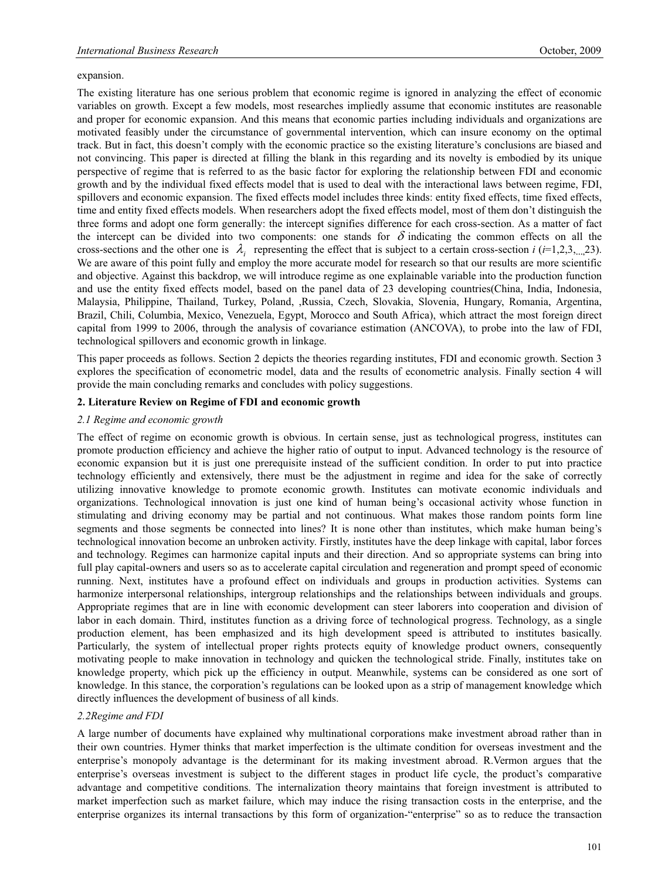expansion.

The existing literature has one serious problem that economic regime is ignored in analyzing the effect of economic variables on growth. Except a few models, most researches impliedly assume that economic institutes are reasonable and proper for economic expansion. And this means that economic parties including individuals and organizations are motivated feasibly under the circumstance of governmental intervention, which can insure economy on the optimal track. But in fact, this doesn't comply with the economic practice so the existing literature's conclusions are biased and not convincing. This paper is directed at filling the blank in this regarding and its novelty is embodied by its unique perspective of regime that is referred to as the basic factor for exploring the relationship between FDI and economic growth and by the individual fixed effects model that is used to deal with the interactional laws between regime, FDI, spillovers and economic expansion. The fixed effects model includes three kinds: entity fixed effects, time fixed effects, time and entity fixed effects models. When researchers adopt the fixed effects model, most of them don't distinguish the three forms and adopt one form generally: the intercept signifies difference for each cross-section. As a matter of fact the intercept can be divided into two components: one stands for $\delta$ indicating the common effects on all the cross-sections and the other one is $\lambda_i$ representing the effect that is subject to a certain cross-section $i$ ($i$=1,2,3,...,23). We are aware of this point fully and employ the more accurate model for research so that our results are more scientific and objective. Against this backdrop, we will introduce regime as one explainable variable into the production function and use the entity fixed effects model, based on the panel data of 23 developing countries(China, India, Indonesia, Malaysia, Philippine, Thailand, Turkey, Poland, ,Russia, Czech, Slovakia, Slovenia, Hungary, Romania, Argentina, Brazil, Chili, Columbia, Mexico, Venezuela, Egypt, Morocco and South Africa), which attract the most foreign direct capital from 1999 to 2006, through the analysis of covariance estimation (ANCOVA), to probe into the law of FDI, technological spillovers and economic growth in linkage.

This paper proceeds as follows. Section 2 depicts the theories regarding institutes, FDI and economic growth. Section 3 explores the specification of econometric model, data and the results of econometric analysis. Finally section 4 will provide the main concluding remarks and concludes with policy suggestions.

## 2. Literature Review on Regime of FDI and economic growth

### *2.1 Regime and economic growth*

The effect of regime on economic growth is obvious. In certain sense, just as technological progress, institutes can promote production efficiency and achieve the higher ratio of output to input. Advanced technology is the resource of economic expansion but it is just one prerequisite instead of the sufficient condition. In order to put into practice technology efficiently and extensively, there must be the adjustment in regime and idea for the sake of correctly utilizing innovative knowledge to promote economic growth. Institutes can motivate economic individuals and organizations. Technological innovation is just one kind of human being's occasional activity whose function in stimulating and driving economy may be partial and not continuous. What makes those random points form line segments and those segments be connected into lines? It is none other than institutes, which make human being's technological innovation become an unbroken activity. Firstly, institutes have the deep linkage with capital, labor forces and technology. Regimes can harmonize capital inputs and their direction. And so appropriate systems can bring into full play capital-owners and users so as to accelerate capital circulation and regeneration and prompt speed of economic running. Next, institutes have a profound effect on individuals and groups in production activities. Systems can harmonize interpersonal relationships, intergroup relationships and the relationships between individuals and groups. Appropriate regimes that are in line with economic development can steer laborers into cooperation and division of labor in each domain. Third, institutes function as a driving force of technological progress. Technology, as a single production element, has been emphasized and its high development speed is attributed to institutes basically. Particularly, the system of intellectual proper rights protects equity of knowledge product owners, consequently motivating people to make innovation in technology and quicken the technological stride. Finally, institutes take on knowledge property, which pick up the efficiency in output. Meanwhile, systems can be considered as one sort of knowledge. In this stance, the corporation's regulations can be looked upon as a strip of management knowledge which directly influences the development of business of all kinds.

### *2.2Regime and FDI*

A large number of documents have explained why multinational corporations make investment abroad rather than in their own countries. Hymer thinks that market imperfection is the ultimate condition for overseas investment and the enterprise's monopoly advantage is the determinant for its making investment abroad. R.Vermon argues that the enterprise's overseas investment is subject to the different stages in product life cycle, the product's comparative advantage and competitive conditions. The internalization theory maintains that foreign investment is attributed to market imperfection such as market failure, which may induce the rising transaction costs in the enterprise, and the enterprise organizes its internal transactions by this form of organization-"enterprise" so as to reduce the transaction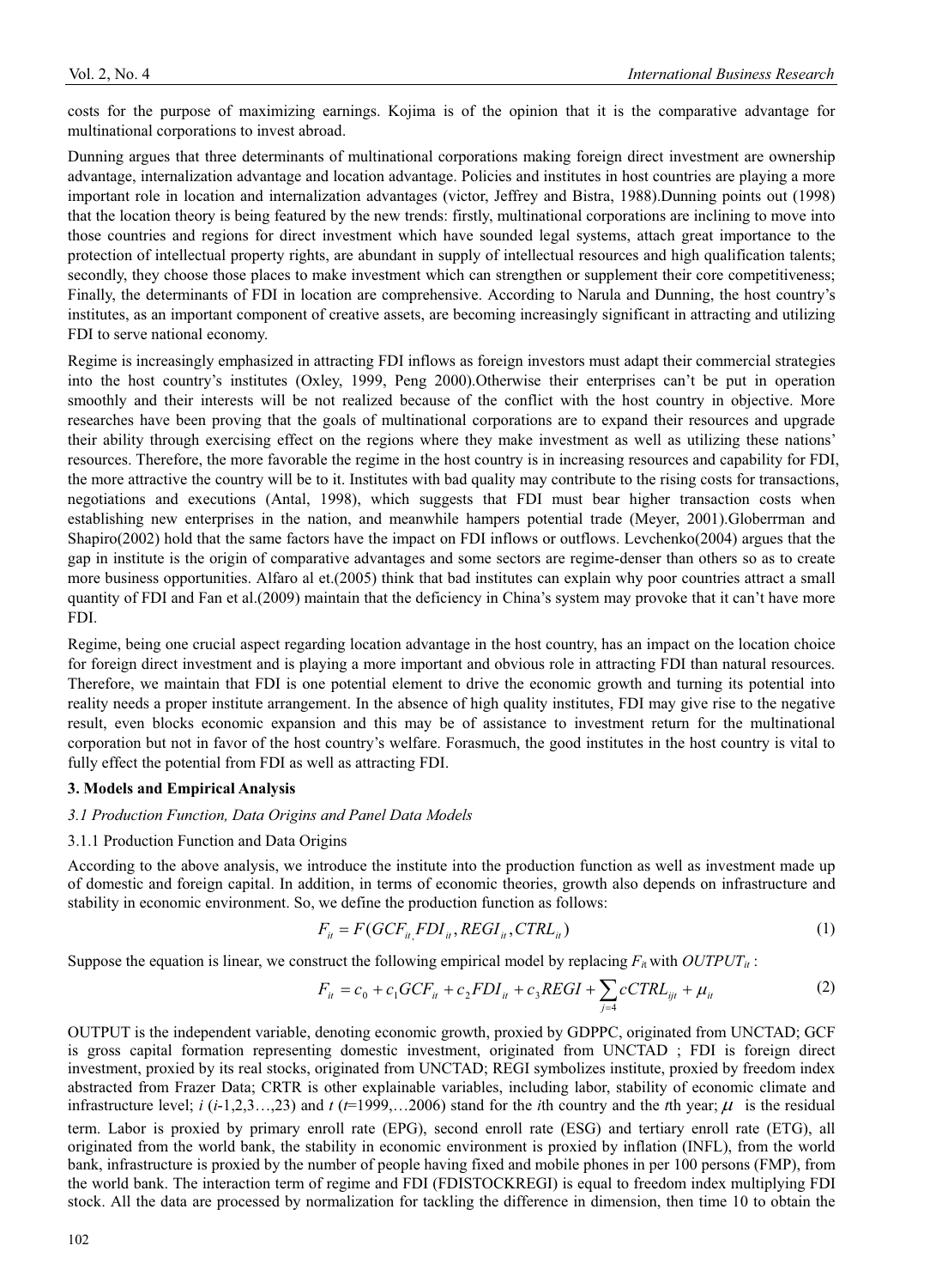costs for the purpose of maximizing earnings. Kojima is of the opinion that it is the comparative advantage for multinational corporations to invest abroad.

Dunning argues that three determinants of multinational corporations making foreign direct investment are ownership advantage, internalization advantage and location advantage. Policies and institutes in host countries are playing a more important role in location and internalization advantages (victor, Jeffrey and Bistra, 1988).Dunning points out (1998) that the location theory is being featured by the new trends: firstly, multinational corporations are inclining to move into those countries and regions for direct investment which have sounded legal systems, attach great importance to the protection of intellectual property rights, are abundant in supply of intellectual resources and high qualification talents; secondly, they choose those places to make investment which can strengthen or supplement their core competitiveness; Finally, the determinants of FDI in location are comprehensive. According to Narula and Dunning, the host country's institutes, as an important component of creative assets, are becoming increasingly significant in attracting and utilizing FDI to serve national economy.

Regime is increasingly emphasized in attracting FDI inflows as foreign investors must adapt their commercial strategies into the host country's institutes (Oxley, 1999, Peng 2000).Otherwise their enterprises can't be put in operation smoothly and their interests will be not realized because of the conflict with the host country in objective. More researches have been proving that the goals of multinational corporations are to expand their resources and upgrade their ability through exercising effect on the regions where they make investment as well as utilizing these nations' resources. Therefore, the more favorable the regime in the host country is in increasing resources and capability for FDI, the more attractive the country will be to it. Institutes with bad quality may contribute to the rising costs for transactions, negotiations and executions (Antal, 1998), which suggests that FDI must bear higher transaction costs when establishing new enterprises in the nation, and meanwhile hampers potential trade (Meyer, 2001).Globerrman and Shapiro(2002) hold that the same factors have the impact on FDI inflows or outflows. Levchenko(2004) argues that the gap in institute is the origin of comparative advantages and some sectors are regime-denser than others so as to create more business opportunities. Alfaro al et.(2005) think that bad institutes can explain why poor countries attract a small quantity of FDI and Fan et al.(2009) maintain that the deficiency in China's system may provoke that it can't have more FDI.

Regime, being one crucial aspect regarding location advantage in the host country, has an impact on the location choice for foreign direct investment and is playing a more important and obvious role in attracting FDI than natural resources. Therefore, we maintain that FDI is one potential element to drive the economic growth and turning its potential into reality needs a proper institute arrangement. In the absence of high quality institutes, FDI may give rise to the negative result, even blocks economic expansion and this may be of assistance to investment return for the multinational corporation but not in favor of the host country's welfare. Forasmuch, the good institutes in the host country is vital to fully effect the potential from FDI as well as attracting FDI.

## 3. Models and Empirical Analysis

### *3.1 Production Function, Data Origins and Panel Data Models*

#### 3.1.1 Production Function and Data Origins

According to the above analysis, we introduce the institute into the production function as well as investment made up of domestic and foreign capital. In addition, in terms of economic theories, growth also depends on infrastructure and stability in economic environment. So, we define the production function as follows:

$$F_{it} = F(GCF_{it,} FDI_{it}, REGI_{it}, CTRL_{it}) \tag{1}$$

Suppose the equation is linear, we construct the following empirical model by replacing $F_{it}$ with $OUTPUT_{it}$ :

$$F_{it} = c_0 + c_1 GCF_{it} + c_2 FDI_{it} + c_3 REGI + \sum_{j=4} cCTRL_{ijt} + \mu_{it} \tag{2}$$

OUTPUT is the independent variable, denoting economic growth, proxied by GDPPC, originated from UNCTAD; GCF is gross capital formation representing domestic investment, originated from UNCTAD ; FDI is foreign direct investment, proxied by its real stocks, originated from UNCTAD; REGI symbolizes institute, proxied by freedom index abstracted from Frazer Data; CRTR is other explainable variables, including labor, stability of economic climate and infrastructure level; $i$ ($i$-1,2,3…,23) and $t$ ($t$=1999,…2006) stand for the $i$th country and the $t$th year; $\mu$ is the residual term. Labor is proxied by primary enroll rate (EPG), second enroll rate (ESG) and tertiary enroll rate (ETG), all originated from the world bank, the stability in economic environment is proxied by inflation (INFL), from the world bank, infrastructure is proxied by the number of people having fixed and mobile phones in per 100 persons (FMP), from the world bank. The interaction term of regime and FDI (FDISTOCKREGI) is equal to freedom index multiplying FDI stock. All the data are processed by normalization for tackling the difference in dimension, then time 10 to obtain the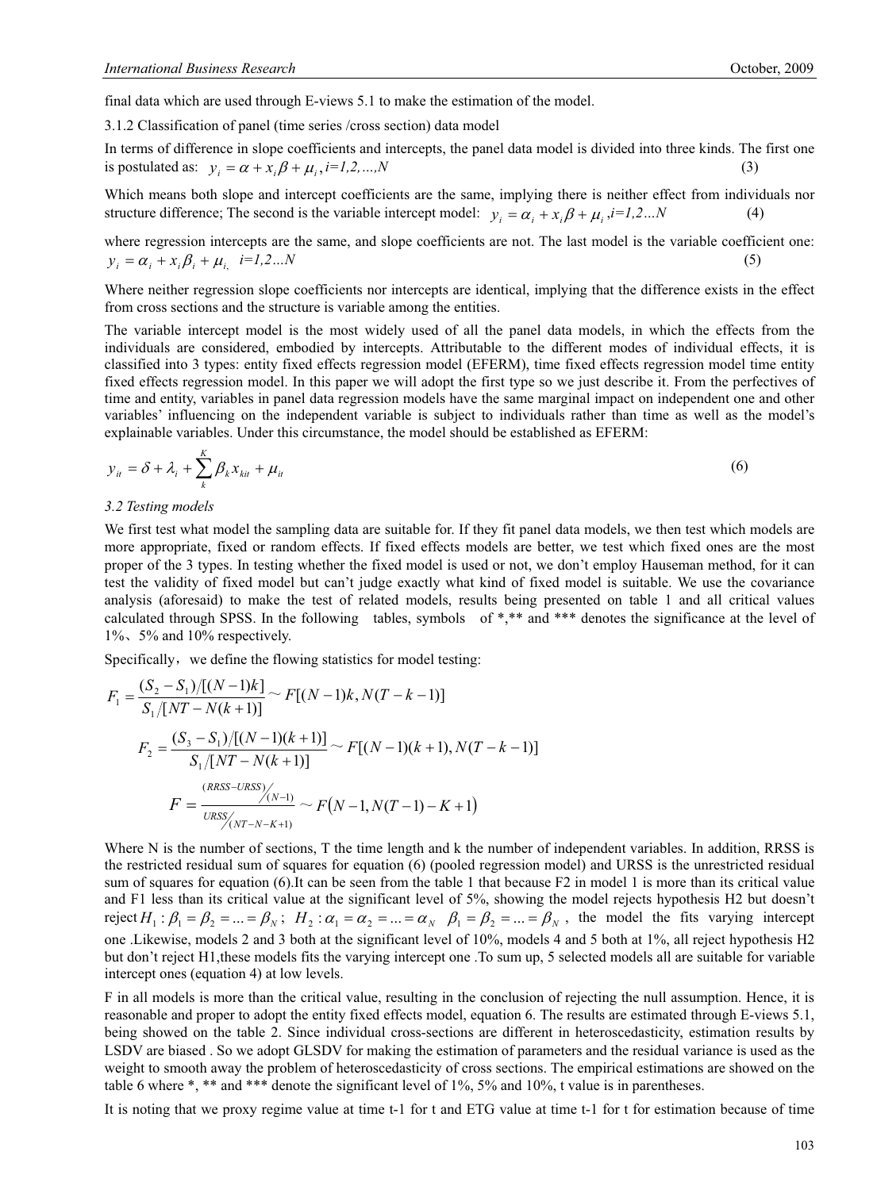final data which are used through E-views 5.1 to make the estimation of the model.

3.1.2 Classification of panel (time series /cross section) data model

In terms of difference in slope coefficients and intercepts, the panel data model is divided into three kinds. The first one is postulated as: $y_i = \alpha + x_i\beta + \mu_i$ , $i=1,2,...,N$ (3)

Which means both slope and intercept coefficients are the same, implying there is neither effect from individuals nor structure difference; The second is the variable intercept model: $y_i = \alpha_i + x_i\beta + \mu_i$ , $i=1,2...N$ (4)

where regression intercepts are the same, and slope coefficients are not. The last model is the variable coefficient one: $y_i = \alpha_i + x_i\beta_i + \mu_{i,}$ $i=1,2...N$ (5)

Where neither regression slope coefficients nor intercepts are identical, implying that the difference exists in the effect from cross sections and the structure is variable among the entities.

The variable intercept model is the most widely used of all the panel data models, in which the effects from the individuals are considered, embodied by intercepts. Attributable to the different modes of individual effects, it is classified into 3 types: entity fixed effects regression model (EFERM), time fixed effects regression model time entity fixed effects regression model. In this paper we will adopt the first type so we just describe it. From the perfectives of time and entity, variables in panel data regression models have the same marginal impact on independent one and other variables' influencing on the independent variable is subject to individuals rather than time as well as the model's explainable variables. Under this circumstance, the model should be established as EFERM:

$$y_{it} = \delta + \lambda_i + \sum_{k}^{K} \beta_k x_{kit} + \mu_{it} \quad (6)$$

*3.2 Testing models*

We first test what model the sampling data are suitable for. If they fit panel data models, we then test which models are more appropriate, fixed or random effects. If fixed effects models are better, we test which fixed ones are the most proper of the 3 types. In testing whether the fixed model is used or not, we don't employ Hauseman method, for it can test the validity of fixed model but can't judge exactly what kind of fixed model is suitable. We use the covariance analysis (aforesaid) to make the test of related models, results being presented on table 1 and all critical values calculated through SPSS. In the following tables, symbols of *,** and *** denotes the significance at the level of 1%、5% and 10% respectively.

Specifically，we define the flowing statistics for model testing:

$$F_1 = \frac{(S_2 - S_1)/[(N-1)k]}{S_1/[NT - N(k+1)]} \sim F[(N-1)k, N(T-k-1)]$$

$$F_2 = \frac{(S_3 - S_1)/[(N-1)(k+1)]}{S_1/[NT - N(k+1)]} \sim F[(N-1)(k+1), N(T-k-1)]$$

$$F = \frac{(RRSS - URSS)/(N-1)}{URSS/(NT-N-K+1)} \sim F\left(N-1, N(T-1)-K+1\right)$$

Where N is the number of sections, T the time length and k the number of independent variables. In addition, RRSS is the restricted residual sum of squares for equation (6) (pooled regression model) and URSS is the unrestricted residual sum of squares for equation (6).It can be seen from the table 1 that because F2 in model 1 is more than its critical value and F1 less than its critical value at the significant level of 5%, showing the model rejects hypothesis H2 but doesn't reject $H_1: \beta_1 = \beta_2 = ... = \beta_N$ ; $H_2: \alpha_1 = \alpha_2 = ... = \alpha_N \quad \beta_1 = \beta_2 = ... = \beta_N$ , the model the fits varying intercept one .Likewise, models 2 and 3 both at the significant level of 10%, models 4 and 5 both at 1%, all reject hypothesis H2 but don't reject H1,these models fits the varying intercept one .To sum up, 5 selected models all are suitable for variable intercept ones (equation 4) at low levels.

F in all models is more than the critical value, resulting in the conclusion of rejecting the null assumption. Hence, it is reasonable and proper to adopt the entity fixed effects model, equation 6. The results are estimated through E-views 5.1, being showed on the table 2. Since individual cross-sections are different in heteroscedasticity, estimation results by LSDV are biased . So we adopt GLSDV for making the estimation of parameters and the residual variance is used as the weight to smooth away the problem of heteroscedasticity of cross sections. The empirical estimations are showed on the table 6 where *, ** and *** denote the significant level of 1%, 5% and 10%, t value is in parentheses.

It is noting that we proxy regime value at time t-1 for t and ETG value at time t-1 for t for estimation because of time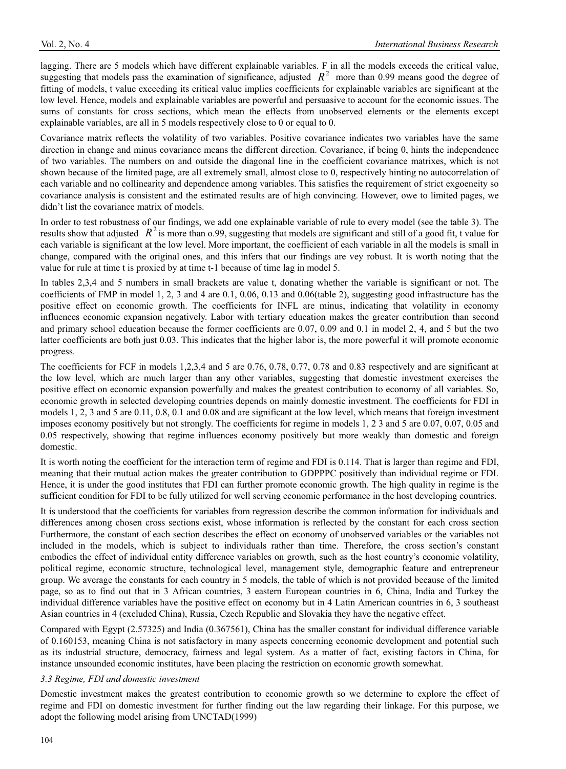lagging. There are 5 models which have different explainable variables. F in all the models exceeds the critical value, suggesting that models pass the examination of significance, adjusted $R^2$ more than 0.99 means good the degree of fitting of models, t value exceeding its critical value implies coefficients for explainable variables are significant at the low level. Hence, models and explainable variables are powerful and persuasive to account for the economic issues. The sums of constants for cross sections, which mean the effects from unobserved elements or the elements except explainable variables, are all in 5 models respectively close to 0 or equal to 0.

Covariance matrix reflects the volatility of two variables. Positive covariance indicates two variables have the same direction in change and minus covariance means the different direction. Covariance, if being 0, hints the independence of two variables. The numbers on and outside the diagonal line in the coefficient covariance matrixes, which is not shown because of the limited page, are all extremely small, almost close to 0, respectively hinting no autocorrelation of each variable and no collinearity and dependence among variables. This satisfies the requirement of strict exgoeneity so covariance analysis is consistent and the estimated results are of high convincing. However, owe to limited pages, we didn't list the covariance matrix of models.

In order to test robustness of our findings, we add one explainable variable of rule to every model (see the table 3). The results show that adjusted $R^2$ is more than o.99, suggesting that models are significant and still of a good fit, t value for each variable is significant at the low level. More important, the coefficient of each variable in all the models is small in change, compared with the original ones, and this infers that our findings are vey robust. It is worth noting that the value for rule at time t is proxied by at time t-1 because of time lag in model 5.

In tables 2,3,4 and 5 numbers in small brackets are value t, donating whether the variable is significant or not. The coefficients of FMP in model 1, 2, 3 and 4 are 0.1, 0.06, 0.13 and 0.06(table 2), suggesting good infrastructure has the positive effect on economic growth. The coefficients for INFL are minus, indicating that volatility in economy influences economic expansion negatively. Labor with tertiary education makes the greater contribution than second and primary school education because the former coefficients are 0.07, 0.09 and 0.1 in model 2, 4, and 5 but the two latter coefficients are both just 0.03. This indicates that the higher labor is, the more powerful it will promote economic progress.

The coefficients for FCF in models 1,2,3,4 and 5 are 0.76, 0.78, 0.77, 0.78 and 0.83 respectively and are significant at the low level, which are much larger than any other variables, suggesting that domestic investment exercises the positive effect on economic expansion powerfully and makes the greatest contribution to economy of all variables. So, economic growth in selected developing countries depends on mainly domestic investment. The coefficients for FDI in models 1, 2, 3 and 5 are 0.11, 0.8, 0.1 and 0.08 and are significant at the low level, which means that foreign investment imposes economy positively but not strongly. The coefficients for regime in models 1, 2 3 and 5 are 0.07, 0.07, 0.05 and 0.05 respectively, showing that regime influences economy positively but more weakly than domestic and foreign domestic.

It is worth noting the coefficient for the interaction term of regime and FDI is 0.114. That is larger than regime and FDI, meaning that their mutual action makes the greater contribution to GDPPPC positively than individual regime or FDI. Hence, it is under the good institutes that FDI can further promote economic growth. The high quality in regime is the sufficient condition for FDI to be fully utilized for well serving economic performance in the host developing countries.

It is understood that the coefficients for variables from regression describe the common information for individuals and differences among chosen cross sections exist, whose information is reflected by the constant for each cross section Furthermore, the constant of each section describes the effect on economy of unobserved variables or the variables not included in the models, which is subject to individuals rather than time. Therefore, the cross section's constant embodies the effect of individual entity difference variables on growth, such as the host country's economic volatility, political regime, economic structure, technological level, management style, demographic feature and entrepreneur group. We average the constants for each country in 5 models, the table of which is not provided because of the limited page, so as to find out that in 3 African countries, 3 eastern European countries in 6, China, India and Turkey the individual difference variables have the positive effect on economy but in 4 Latin American countries in 6, 3 southeast Asian countries in 4 (excluded China), Russia, Czech Republic and Slovakia they have the negative effect.

Compared with Egypt (2.57325) and India (0.367561), China has the smaller constant for individual difference variable of 0.160153, meaning China is not satisfactory in many aspects concerning economic development and potential such as its industrial structure, democracy, fairness and legal system. As a matter of fact, existing factors in China, for instance unsounded economic institutes, have been placing the restriction on economic growth somewhat.

### *3.3 Regime, FDI and domestic investment*

Domestic investment makes the greatest contribution to economic growth so we determine to explore the effect of regime and FDI on domestic investment for further finding out the law regarding their linkage. For this purpose, we adopt the following model arising from UNCTAD(1999)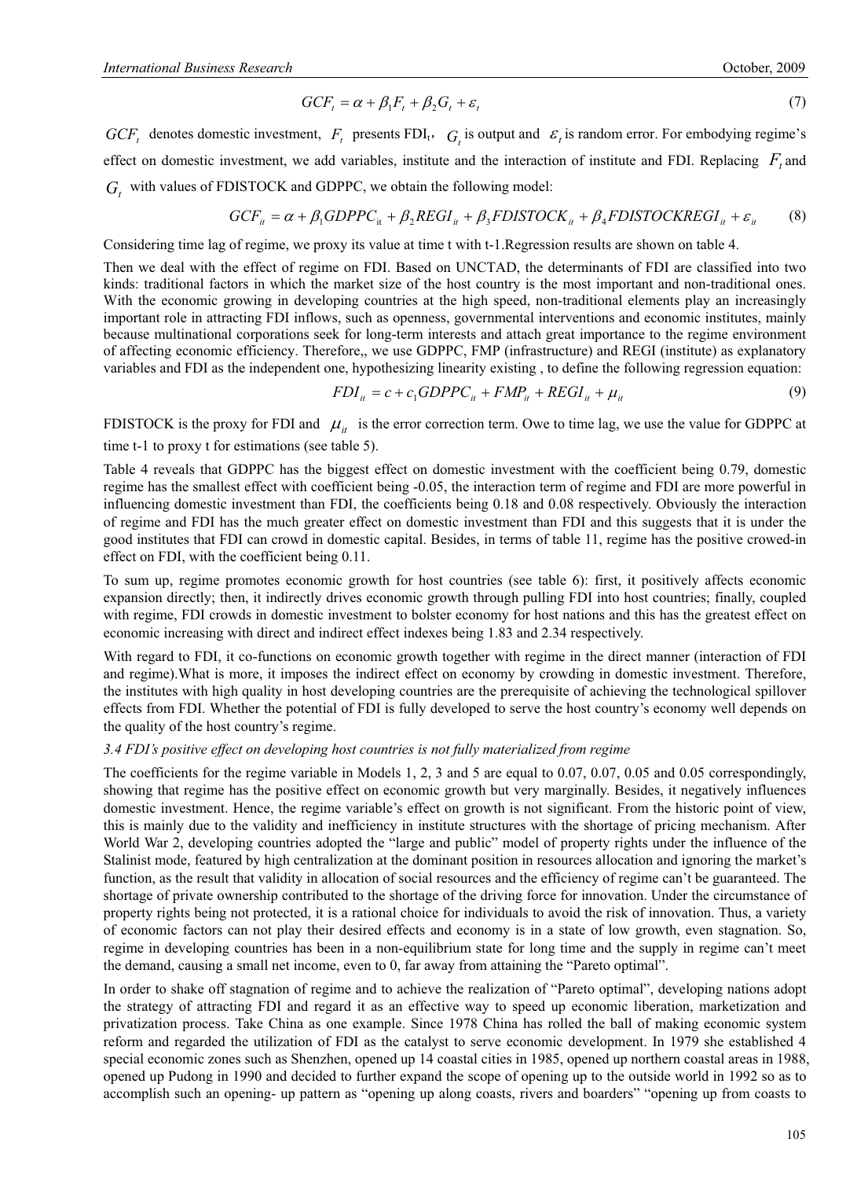$$GCF_t = \alpha + \beta_1 F_t + \beta_2 G_t + \varepsilon_t \tag{7}$$

$GCF_t$ denotes domestic investment, $F_t$ presents FDI$_t$, $G_t$ is output and $\varepsilon_t$ is random error. For embodying regime's effect on domestic investment, we add variables, institute and the interaction of institute and FDI. Replacing $F_t$ and $G_t$ with values of FDISTOCK and GDPPC, we obtain the following model:

$$GCF_{it} = \alpha + \beta_1 GDPPC_{it} + \beta_2 REGI_{it} + \beta_3 FDISTOCK_{it} + \beta_4 FDISTOCKREGI_{it} + \varepsilon_{it} \tag{8}$$

Considering time lag of regime, we proxy its value at time t with t-1.Regression results are shown on table 4.

Then we deal with the effect of regime on FDI. Based on UNCTAD, the determinants of FDI are classified into two kinds: traditional factors in which the market size of the host country is the most important and non-traditional ones. With the economic growing in developing countries at the high speed, non-traditional elements play an increasingly important role in attracting FDI inflows, such as openness, governmental interventions and economic institutes, mainly because multinational corporations seek for long-term interests and attach great importance to the regime environment of affecting economic efficiency. Therefore,, we use GDPPC, FMP (infrastructure) and REGI (institute) as explanatory variables and FDI as the independent one, hypothesizing linearity existing , to define the following regression equation:

$$FDI_{it} = c + c_1 GDPPC_{it} + FMP_{it} + REGI_{it} + \mu_{it} \tag{9}$$

FDISTOCK is the proxy for FDI and $\mu_{it}$ is the error correction term. Owe to time lag, we use the value for GDPPC at time t-1 to proxy t for estimations (see table 5).

Table 4 reveals that GDPPC has the biggest effect on domestic investment with the coefficient being 0.79, domestic regime has the smallest effect with coefficient being -0.05, the interaction term of regime and FDI are more powerful in influencing domestic investment than FDI, the coefficients being 0.18 and 0.08 respectively. Obviously the interaction of regime and FDI has the much greater effect on domestic investment than FDI and this suggests that it is under the good institutes that FDI can crowd in domestic capital. Besides, in terms of table 11, regime has the positive crowed-in effect on FDI, with the coefficient being 0.11.

To sum up, regime promotes economic growth for host countries (see table 6): first, it positively affects economic expansion directly; then, it indirectly drives economic growth through pulling FDI into host countries; finally, coupled with regime, FDI crowds in domestic investment to bolster economy for host nations and this has the greatest effect on economic increasing with direct and indirect effect indexes being 1.83 and 2.34 respectively.

With regard to FDI, it co-functions on economic growth together with regime in the direct manner (interaction of FDI and regime).What is more, it imposes the indirect effect on economy by crowding in domestic investment. Therefore, the institutes with high quality in host developing countries are the prerequisite of achieving the technological spillover effects from FDI. Whether the potential of FDI is fully developed to serve the host country's economy well depends on the quality of the host country's regime.

### *3.4 FDI's positive effect on developing host countries is not fully materialized from regime*

The coefficients for the regime variable in Models 1, 2, 3 and 5 are equal to 0.07, 0.07, 0.05 and 0.05 correspondingly, showing that regime has the positive effect on economic growth but very marginally. Besides, it negatively influences domestic investment. Hence, the regime variable's effect on growth is not significant. From the historic point of view, this is mainly due to the validity and inefficiency in institute structures with the shortage of pricing mechanism. After World War 2, developing countries adopted the "large and public" model of property rights under the influence of the Stalinist mode, featured by high centralization at the dominant position in resources allocation and ignoring the market's function, as the result that validity in allocation of social resources and the efficiency of regime can't be guaranteed. The shortage of private ownership contributed to the shortage of the driving force for innovation. Under the circumstance of property rights being not protected, it is a rational choice for individuals to avoid the risk of innovation. Thus, a variety of economic factors can not play their desired effects and economy is in a state of low growth, even stagnation. So, regime in developing countries has been in a non-equilibrium state for long time and the supply in regime can't meet the demand, causing a small net income, even to 0, far away from attaining the "Pareto optimal".

In order to shake off stagnation of regime and to achieve the realization of "Pareto optimal", developing nations adopt the strategy of attracting FDI and regard it as an effective way to speed up economic liberation, marketization and privatization process. Take China as one example. Since 1978 China has rolled the ball of making economic system reform and regarded the utilization of FDI as the catalyst to serve economic development. In 1979 she established 4 special economic zones such as Shenzhen, opened up 14 coastal cities in 1985, opened up northern coastal areas in 1988, opened up Pudong in 1990 and decided to further expand the scope of opening up to the outside world in 1992 so as to accomplish such an opening- up pattern as "opening up along coasts, rivers and boarders" "opening up from coasts to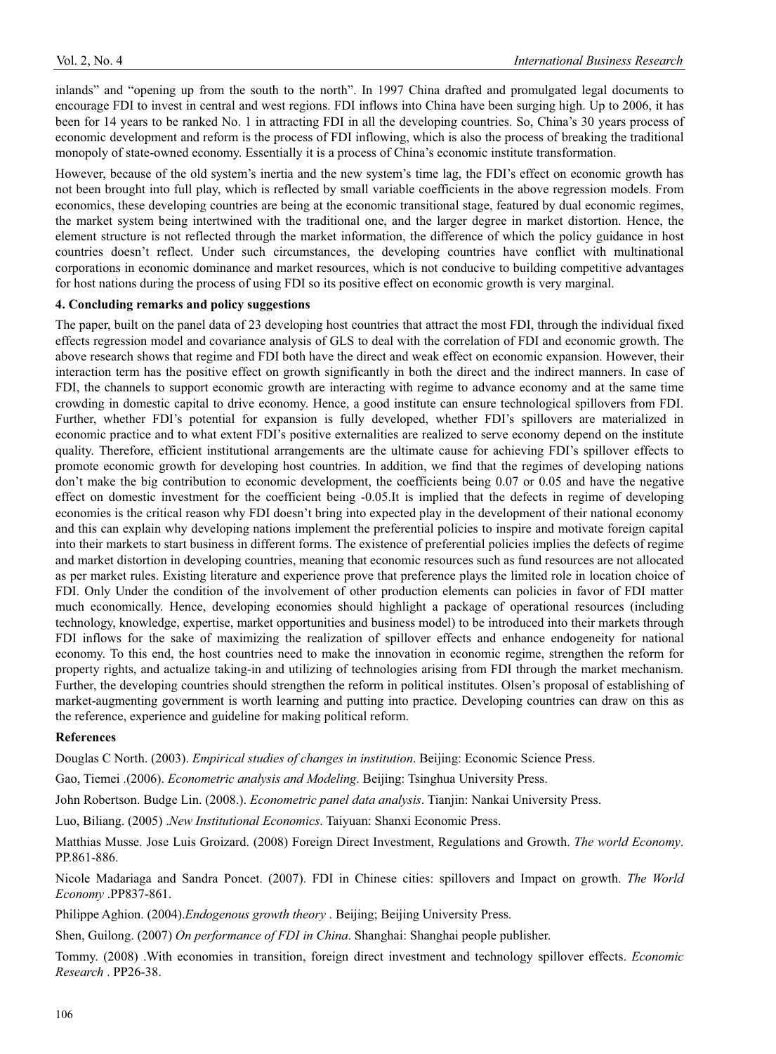inlands" and "opening up from the south to the north". In 1997 China drafted and promulgated legal documents to encourage FDI to invest in central and west regions. FDI inflows into China have been surging high. Up to 2006, it has been for 14 years to be ranked No. 1 in attracting FDI in all the developing countries. So, China's 30 years process of economic development and reform is the process of FDI inflowing, which is also the process of breaking the traditional monopoly of state-owned economy. Essentially it is a process of China's economic institute transformation.

However, because of the old system's inertia and the new system's time lag, the FDI's effect on economic growth has not been brought into full play, which is reflected by small variable coefficients in the above regression models. From economics, these developing countries are being at the economic transitional stage, featured by dual economic regimes, the market system being intertwined with the traditional one, and the larger degree in market distortion. Hence, the element structure is not reflected through the market information, the difference of which the policy guidance in host countries doesn't reflect. Under such circumstances, the developing countries have conflict with multinational corporations in economic dominance and market resources, which is not conducive to building competitive advantages for host nations during the process of using FDI so its positive effect on economic growth is very marginal.

## 4. Concluding remarks and policy suggestions

The paper, built on the panel data of 23 developing host countries that attract the most FDI, through the individual fixed effects regression model and covariance analysis of GLS to deal with the correlation of FDI and economic growth. The above research shows that regime and FDI both have the direct and weak effect on economic expansion. However, their interaction term has the positive effect on growth significantly in both the direct and the indirect manners. In case of FDI, the channels to support economic growth are interacting with regime to advance economy and at the same time crowding in domestic capital to drive economy. Hence, a good institute can ensure technological spillovers from FDI. Further, whether FDI's potential for expansion is fully developed, whether FDI's spillovers are materialized in economic practice and to what extent FDI's positive externalities are realized to serve economy depend on the institute quality. Therefore, efficient institutional arrangements are the ultimate cause for achieving FDI's spillover effects to promote economic growth for developing host countries. In addition, we find that the regimes of developing nations don't make the big contribution to economic development, the coefficients being 0.07 or 0.05 and have the negative effect on domestic investment for the coefficient being -0.05.It is implied that the defects in regime of developing economies is the critical reason why FDI doesn't bring into expected play in the development of their national economy and this can explain why developing nations implement the preferential policies to inspire and motivate foreign capital into their markets to start business in different forms. The existence of preferential policies implies the defects of regime and market distortion in developing countries, meaning that economic resources such as fund resources are not allocated as per market rules. Existing literature and experience prove that preference plays the limited role in location choice of FDI. Only Under the condition of the involvement of other production elements can policies in favor of FDI matter much economically. Hence, developing economies should highlight a package of operational resources (including technology, knowledge, expertise, market opportunities and business model) to be introduced into their markets through FDI inflows for the sake of maximizing the realization of spillover effects and enhance endogeneity for national economy. To this end, the host countries need to make the innovation in economic regime, strengthen the reform for property rights, and actualize taking-in and utilizing of technologies arising from FDI through the market mechanism. Further, the developing countries should strengthen the reform in political institutes. Olsen's proposal of establishing of market-augmenting government is worth learning and putting into practice. Developing countries can draw on this as the reference, experience and guideline for making political reform.

## References

Douglas C North. (2003). *Empirical studies of changes in institution*. Beijing: Economic Science Press.

Gao, Tiemei .(2006). *Econometric analysis and Modeling*. Beijing: Tsinghua University Press.

John Robertson. Budge Lin. (2008.). *Econometric panel data analysis*. Tianjin: Nankai University Press.

Luo, Biliang. (2005) .*New Institutional Economics*. Taiyuan: Shanxi Economic Press.

Matthias Musse. Jose Luis Groizard. (2008) Foreign Direct Investment, Regulations and Growth. *The world Economy*. PP.861-886.

Nicole Madariaga and Sandra Poncet. (2007). FDI in Chinese cities: spillovers and Impact on growth. *The World Economy* .PP837-861.

Philippe Aghion. (2004).*Endogenous growth theory* . Beijing; Beijing University Press.

Shen, Guilong. (2007) *On performance of FDI in China*. Shanghai: Shanghai people publisher.

Tommy. (2008) .With economies in transition, foreign direct investment and technology spillover effects. *Economic Research* . PP26-38.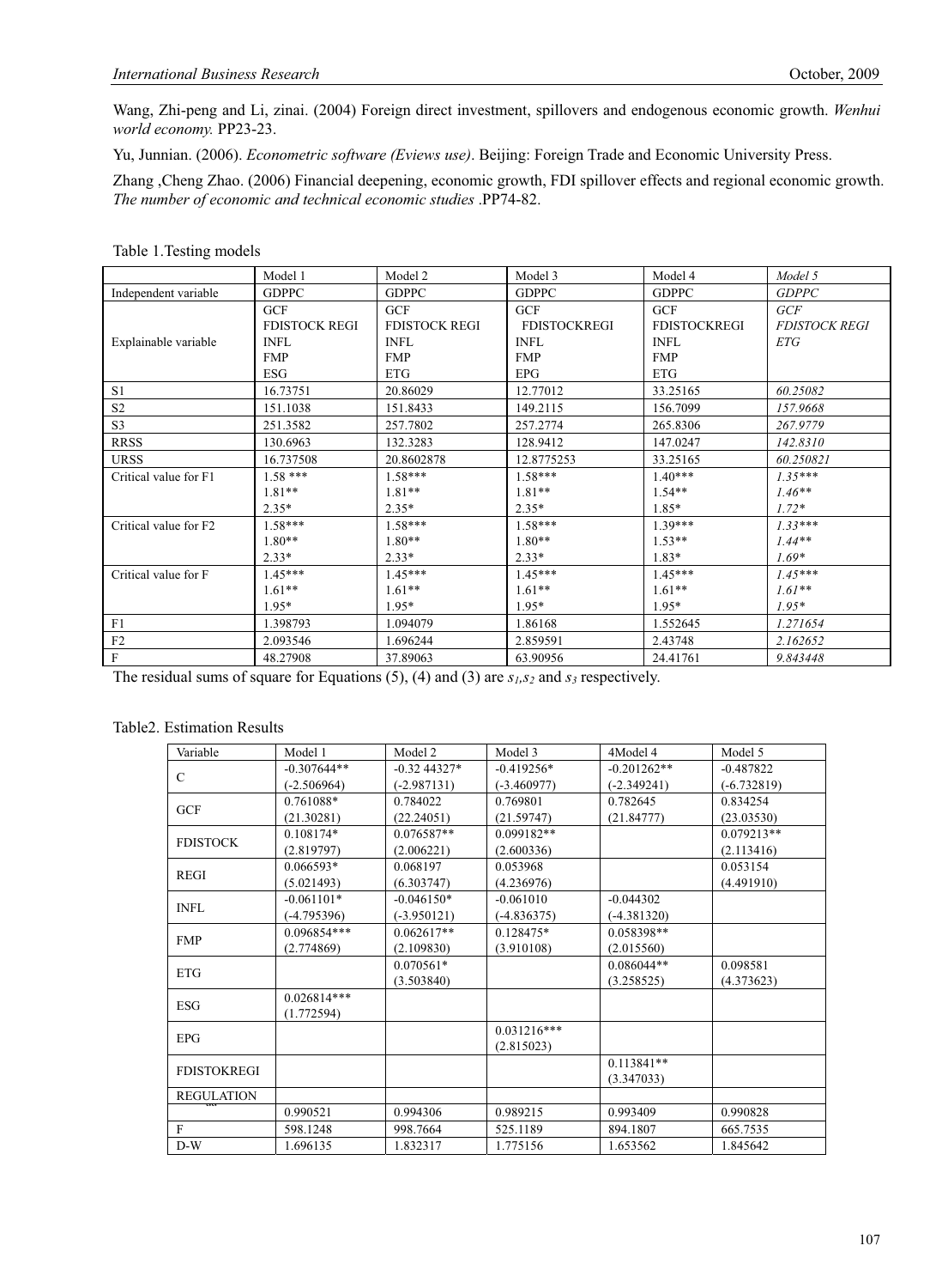Wang, Zhi-peng and Li, zinai. (2004) Foreign direct investment, spillovers and endogenous economic growth. *Wenhui world economy.* PP23-23.

Yu, Junnian. (2006). *Econometric software (Eviews use)*. Beijing: Foreign Trade and Economic University Press.

Zhang ,Cheng Zhao. (2006) Financial deepening, economic growth, FDI spillover effects and regional economic growth. *The number of economic and technical economic studies* .PP74-82.

Table 1.Testing models

| | Model 1 | Model 2 | Model 3 | Model 4 | *Model 5* |
|---|---|---|---|---|---|
| Independent variable | GDPPC | GDPPC | GDPPC | GDPPC | *GDPPC* |
| Explainable variable | GCF<br>FDISTOCK REGI<br>INFL<br>FMP<br>ESG | GCF<br>FDISTOCK REGI<br>INFL<br>FMP<br>ETG | GCF<br>FDISTOCKREGI<br>INFL<br>FMP<br>EPG | GCF<br>FDISTOCKREGI<br>INFL<br>FMP<br>ETG | *GCF*<br>*FDISTOCK REGI*<br>*ETG* |
| S1 | 16.73751 | 20.86029 | 12.77012 | 33.25165 | *60.25082* |
| S2 | 151.1038 | 151.8433 | 149.2115 | 156.7099 | *157.9668* |
| S3 | 251.3582 | 257.7802 | 257.2774 | 265.8306 | *267.9779* |
| RRSS | 130.6963 | 132.3283 | 128.9412 | 147.0247 | *142.8310* |
| URSS | 16.737508 | 20.8602878 | 12.8775253 | 33.25165 | *60.250821* |
| Critical value for F1 | 1.58 ***<br>1.81**<br>2.35* | 1.58***<br>1.81**<br>2.35* | 1.58***<br>1.81**<br>2.35* | 1.40***<br>1.54**<br>1.85* | *1.35****<br>*1.46***<br>*1.72** |
| Critical value for F2 | 1.58***<br>1.80**<br>2.33* | 1.58***<br>1.80**<br>2.33* | 1.58***<br>1.80**<br>2.33* | 1.39***<br>1.53**<br>1.83* | *1.33****<br>*1.44***<br>*1.69** |
| Critical value for F | 1.45***<br>1.61**<br>1.95* | 1.45***<br>1.61**<br>1.95* | 1.45***<br>1.61**<br>1.95* | 1.45***<br>1.61**<br>1.95* | *1.45****<br>*1.61***<br>*1.95** |
| F1 | 1.398793 | 1.094079 | 1.86168 | 1.552645 | *1.271654* |
| F2 | 2.093546 | 1.696244 | 2.859591 | 2.43748 | *2.162652* |
| F | 48.27908 | 37.89063 | 63.90956 | 24.41761 | *9.843448* |

The residual sums of square for Equations (5), (4) and (3) are $s_1$,$s_2$ and $s_3$ respectively.

Table2. Estimation Results

| Variable | Model 1 | Model 2 | Model 3 | 4Model 4 | Model 5 |
|---|---|---|---|---|---|
| C | -0.307644**<br>(-2.506964) | -0.32 44327*<br>(-2.987131) | -0.419256*<br>(-3.460977) | -0.201262**<br>(-2.349241) | -0.487822<br>(-6.732819) |
| GCF | 0.761088*<br>(21.30281) | 0.784022<br>(22.24051) | 0.769801<br>(21.59747) | 0.782645<br>(21.84777) | 0.834254<br>(23.03530) |
| FDISTOCK | 0.108174*<br>(2.819797) | 0.076587**<br>(2.006221) | 0.099182**<br>(2.600336) | | 0.079213**<br>(2.113416) |
| REGI | 0.066593*<br>(5.021493) | 0.068197<br>(6.303747) | 0.053968<br>(4.236976) | | 0.053154<br>(4.491910) |
| INFL | -0.061101*<br>(-4.795396) | -0.046150*<br>(-3.950121) | -0.061010<br>(-4.836375) | -0.044302<br>(-4.381320) | |
| FMP | 0.096854***<br>(2.774869) | 0.062617**<br>(2.109830) | 0.128475*<br>(3.910108) | 0.058398**<br>(2.015560) | |
| ETG | | 0.070561*<br>(3.503840) | | 0.086044**<br>(3.258525) | 0.098581<br>(4.373623) |
| ESG | 0.026814***<br>(1.772594) | | | | |
| EPG | | | 0.031216***<br>(2.815023) | | |
| FDISTOKREGI | | | | 0.113841**<br>(3.347033) | |
| REGULATION | | | | | |
| | 0.990521 | 0.994306 | 0.989215 | 0.993409 | 0.990828 |
| F | 598.1248 | 998.7664 | 525.1189 | 894.1807 | 665.7535 |
| D-W | 1.696135 | 1.832317 | 1.775156 | 1.653562 | 1.845642 |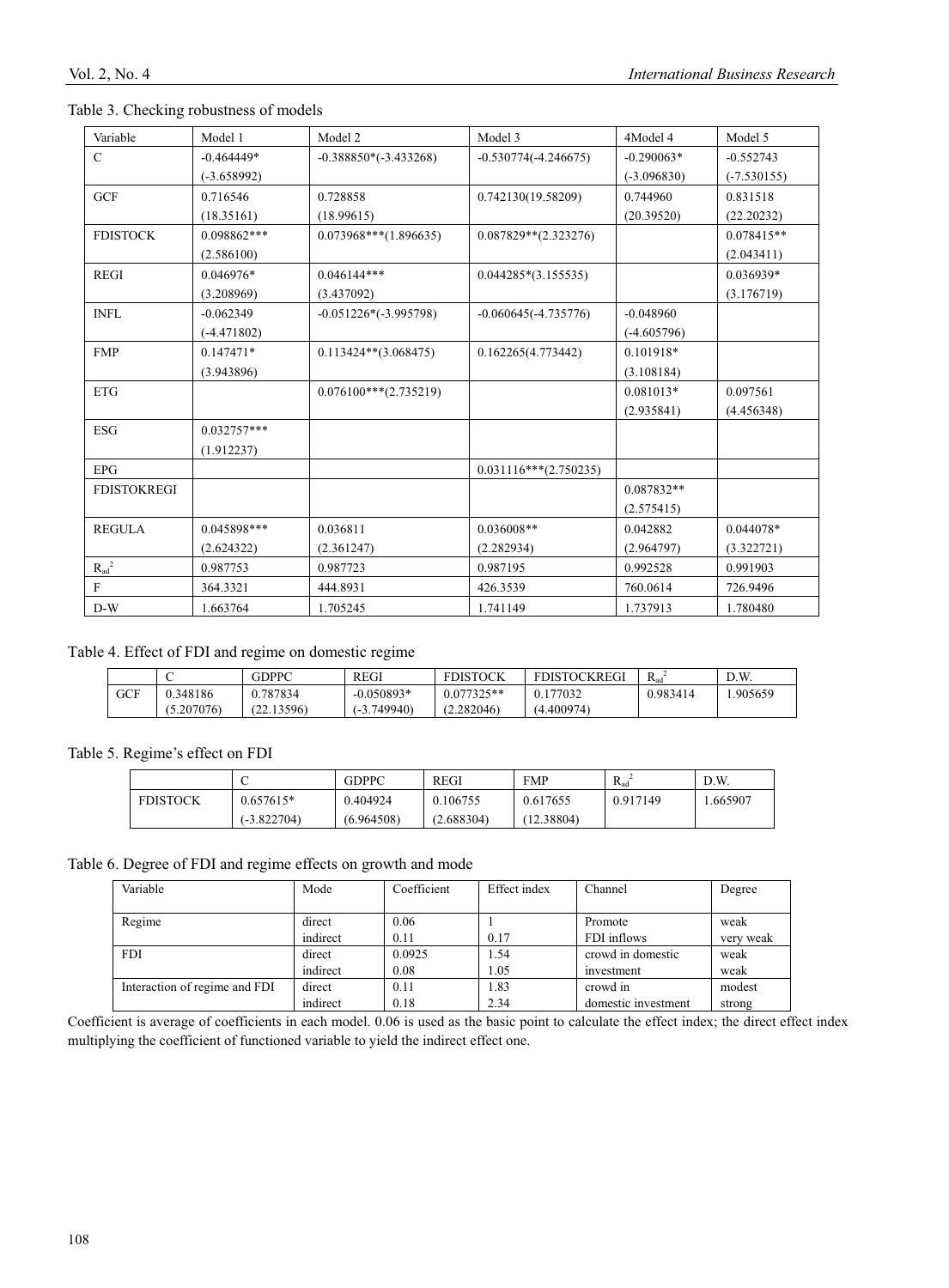Table 3. Checking robustness of models

| Variable | Model 1 | Model 2 | Model 3 | 4Model 4 | Model 5 |
|---|---|---|---|---|---|
| C | -0.464449* (-3.658992) | -0.388850*(-3.433268) | -0.530774(-4.246675) | -0.290063* (-3.096830) | -0.552743 (-7.530155) |
| GCF | 0.716546 (18.35161) | 0.728858 (18.99615) | 0.742130(19.58209) | 0.744960 (20.39520) | 0.831518 (22.20232) |
| FDISTOCK | 0.098862*** (2.586100) | 0.073968***(1.896635) | 0.087829**(2.323276) | | 0.078415** (2.043411) |
| REGI | 0.046976* (3.208969) | 0.046144*** (3.437092) | 0.044285*(3.155535) | | 0.036939* (3.176719) |
| INFL | -0.062349 (-4.471802) | -0.051226*(-3.995798) | -0.060645(-4.735776) | -0.048960 (-4.605796) | |
| FMP | 0.147471* (3.943896) | 0.113424**(3.068475) | 0.162265(4.773442) | 0.101918* (3.108184) | |
| ETG | | 0.076100***(2.735219) | | 0.081013* (2.935841) | 0.097561 (4.456348) |
| ESG | 0.032757*** (1.912237) | | | | |
| EPG | | | 0.031116***(2.750235) | | |
| FDISTOKREGI | | | | 0.087832** (2.575415) | |
| REGULA | 0.045898*** (2.624322) | 0.036811 (2.361247) | 0.036008** (2.282934) | 0.042882 (2.964797) | 0.044078* (3.322721) |
| $R_{ad}^2$ | 0.987753 | 0.987723 | 0.987195 | 0.992528 | 0.991903 |
| F | 364.3321 | 444.8931 | 426.3539 | 760.0614 | 726.9496 |
| D-W | 1.663764 | 1.705245 | 1.741149 | 1.737913 | 1.780480 |

Table 4. Effect of FDI and regime on domestic regime

| | C | GDPPC | REGI | FDISTOCK | FDISTOCKREGI | $R_{ad}^2$ | D.W. |
|---|---|---|---|---|---|---|---|
| GCF | 0.348186 (5.207076) | 0.787834 (22.13596) | -0.050893* (-3.749940) | 0.077325** (2.282046) | 0.177032 (4.400974) | 0.983414 | 1.905659 |

Table 5. Regime's effect on FDI

| | C | GDPPC | REGI | FMP | $R_{ad}^2$ | D.W. |
|---|---|---|---|---|---|---|
| FDISTOCK | 0.657615* (-3.822704) | 0.404924 (6.964508) | 0.106755 (2.688304) | 0.617655 (12.38804) | 0.917149 | 1.665907 |

Table 6. Degree of FDI and regime effects on growth and mode

| Variable | Mode | Coefficient | Effect index | Channel | Degree |
|---|---|---|---|---|---|
| Regime | direct | 0.06 | 1 | Promote | weak |
| | indirect | 0.11 | 0.17 | FDI inflows | very weak |
| FDI | direct | 0.0925 | 1.54 | crowd in domestic | weak |
| | indirect | 0.08 | 1.05 | investment | weak |
| Interaction of regime and FDI | direct | 0.11 | 1.83 | crowd in | modest |
| | indirect | 0.18 | 2.34 | domestic investment | strong |

Coefficient is average of coefficients in each model. 0.06 is used as the basic point to calculate the effect index; the direct effect index multiplying the coefficient of functioned variable to yield the indirect effect one.